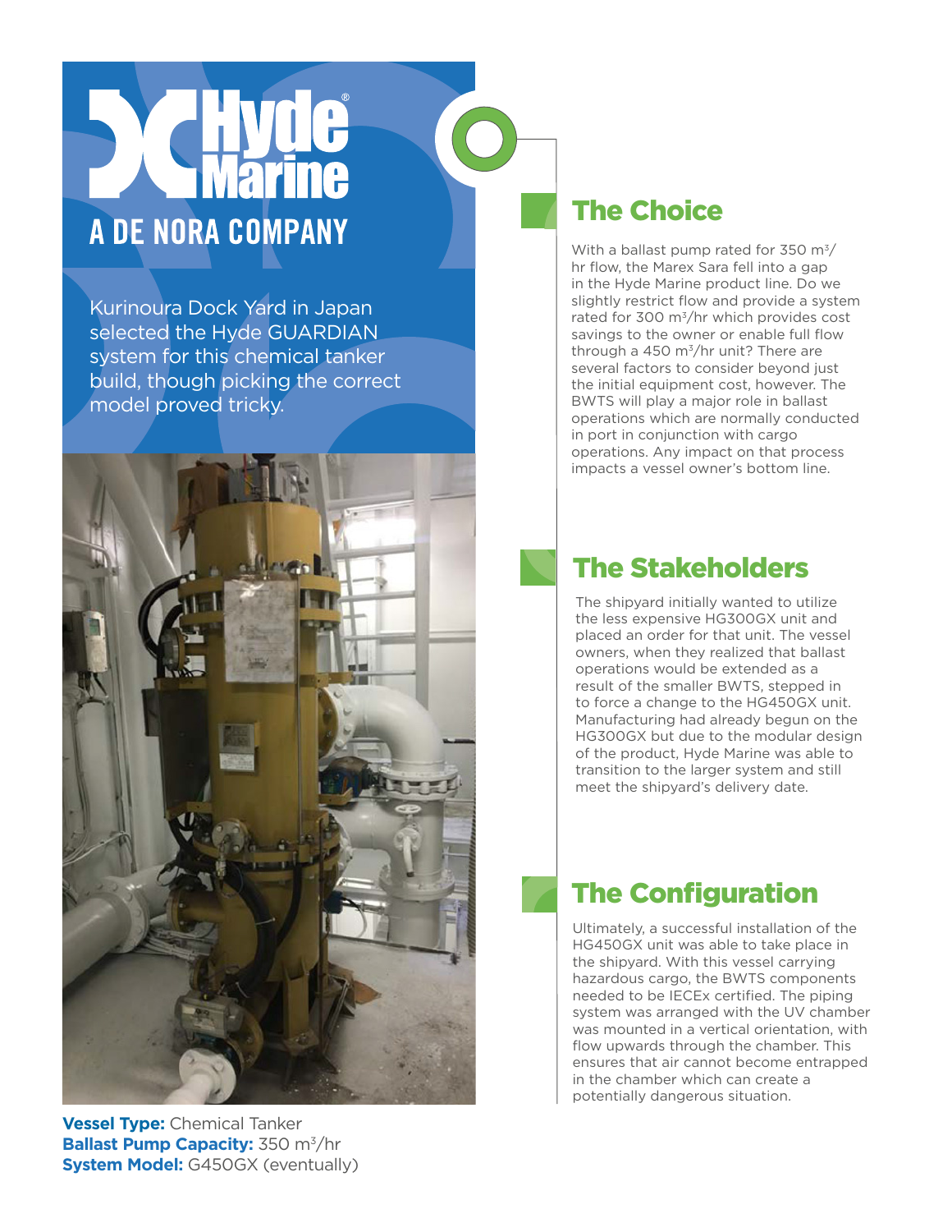# Hyde Marine

A DE NORA COMPANY

Kurinoura Dock Yard in Japan selected the Hyde GUARDIAN system for this chemical tanker build, though picking the correct model proved tricky.

**Vessel Type:** Chemical Tanker
**Ballast Pump Capacity:** 350 $m^3$/hr
**System Model:** G450GX (eventually)

## The Choice

With a ballast pump rated for 350 $m^3$/hr flow, the Marex Sara fell into a gap in the Hyde Marine product line. Do we slightly restrict flow and provide a system rated for 300 $m^3$/hr which provides cost savings to the owner or enable full flow through a 450 $m^3$/hr unit? There are several factors to consider beyond just the initial equipment cost, however. The BWTS will play a major role in ballast operations which are normally conducted in port in conjunction with cargo operations. Any impact on that process impacts a vessel owner's bottom line.

## The Stakeholders

The shipyard initially wanted to utilize the less expensive HG300GX unit and placed an order for that unit. The vessel owners, when they realized that ballast operations would be extended as a result of the smaller BWTS, stepped in to force a change to the HG450GX unit. Manufacturing had already begun on the HG300GX but due to the modular design of the product, Hyde Marine was able to transition to the larger system and still meet the shipyard's delivery date.

## The Configuration

Ultimately, a successful installation of the HG450GX unit was able to take place in the shipyard. With this vessel carrying hazardous cargo, the BWTS components needed to be IECEx certified. The piping system was arranged with the UV chamber was mounted in a vertical orientation, with flow upwards through the chamber. This ensures that air cannot become entrapped in the chamber which can create a potentially dangerous situation.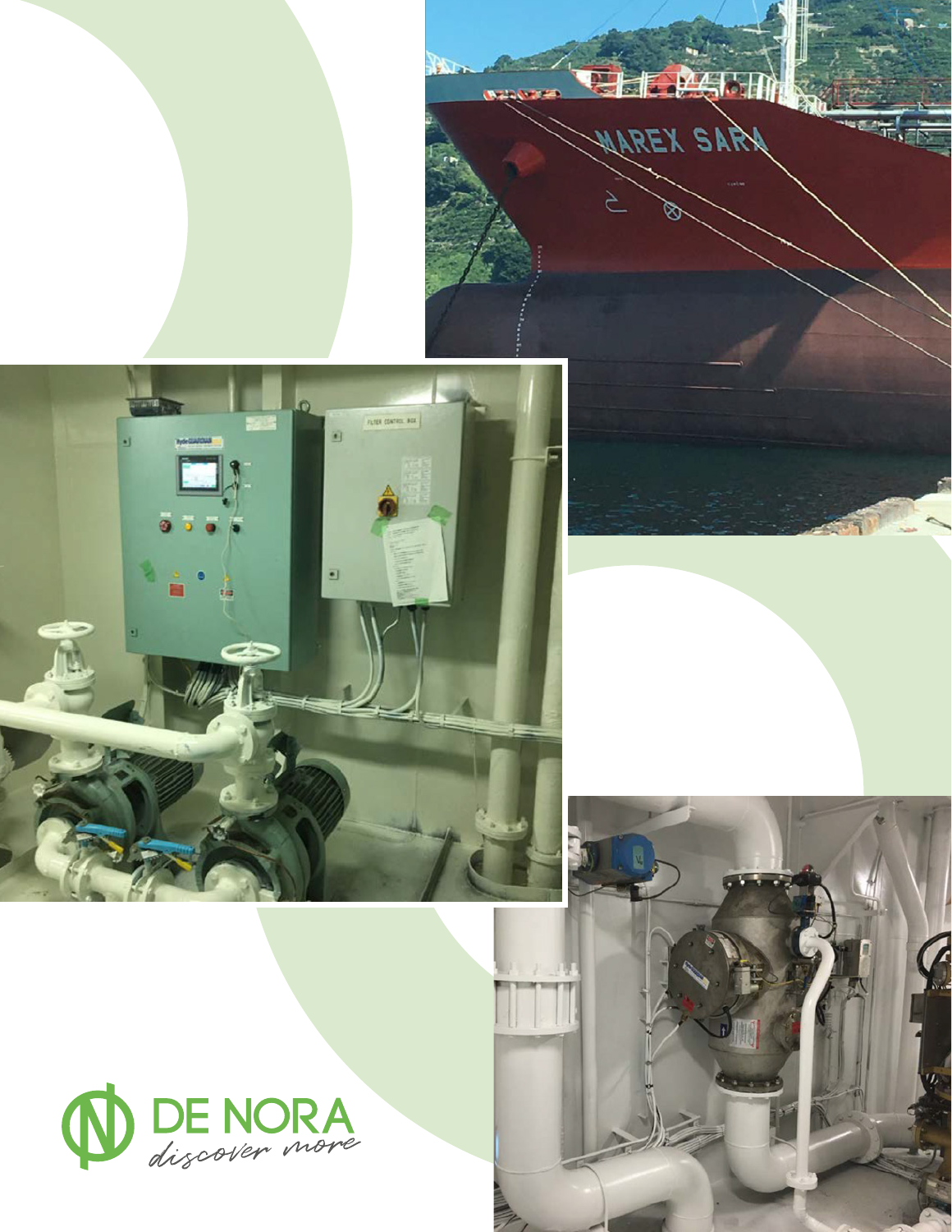DE NORA
*discover more*